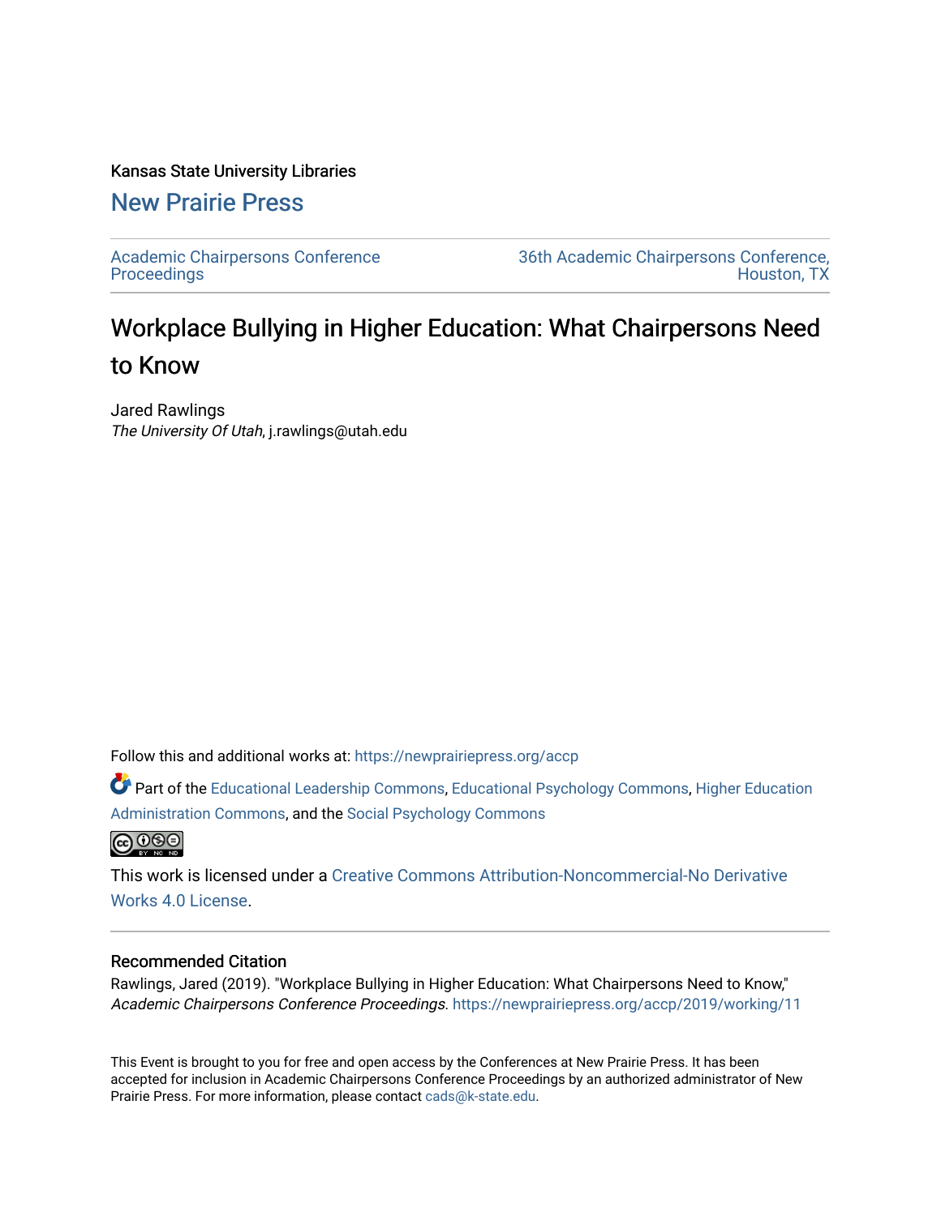Kansas State University Libraries

New Prairie Press

Academic Chairpersons Conference Proceedings | 36th Academic Chairpersons Conference, Houston, TX

# Workplace Bullying in Higher Education: What Chairpersons Need to Know

Jared Rawlings
*The University Of Utah*, j.rawlings@utah.edu

Follow this and additional works at: https://newprairiepress.org/accp

Part of the Educational Leadership Commons, Educational Psychology Commons, Higher Education Administration Commons, and the Social Psychology Commons

This work is licensed under a Creative Commons Attribution-Noncommercial-No Derivative Works 4.0 License.

## Recommended Citation

Rawlings, Jared (2019). "Workplace Bullying in Higher Education: What Chairpersons Need to Know," *Academic Chairpersons Conference Proceedings*. https://newprairiepress.org/accp/2019/working/11

This Event is brought to you for free and open access by the Conferences at New Prairie Press. It has been accepted for inclusion in Academic Chairpersons Conference Proceedings by an authorized administrator of New Prairie Press. For more information, please contact cads@k-state.edu.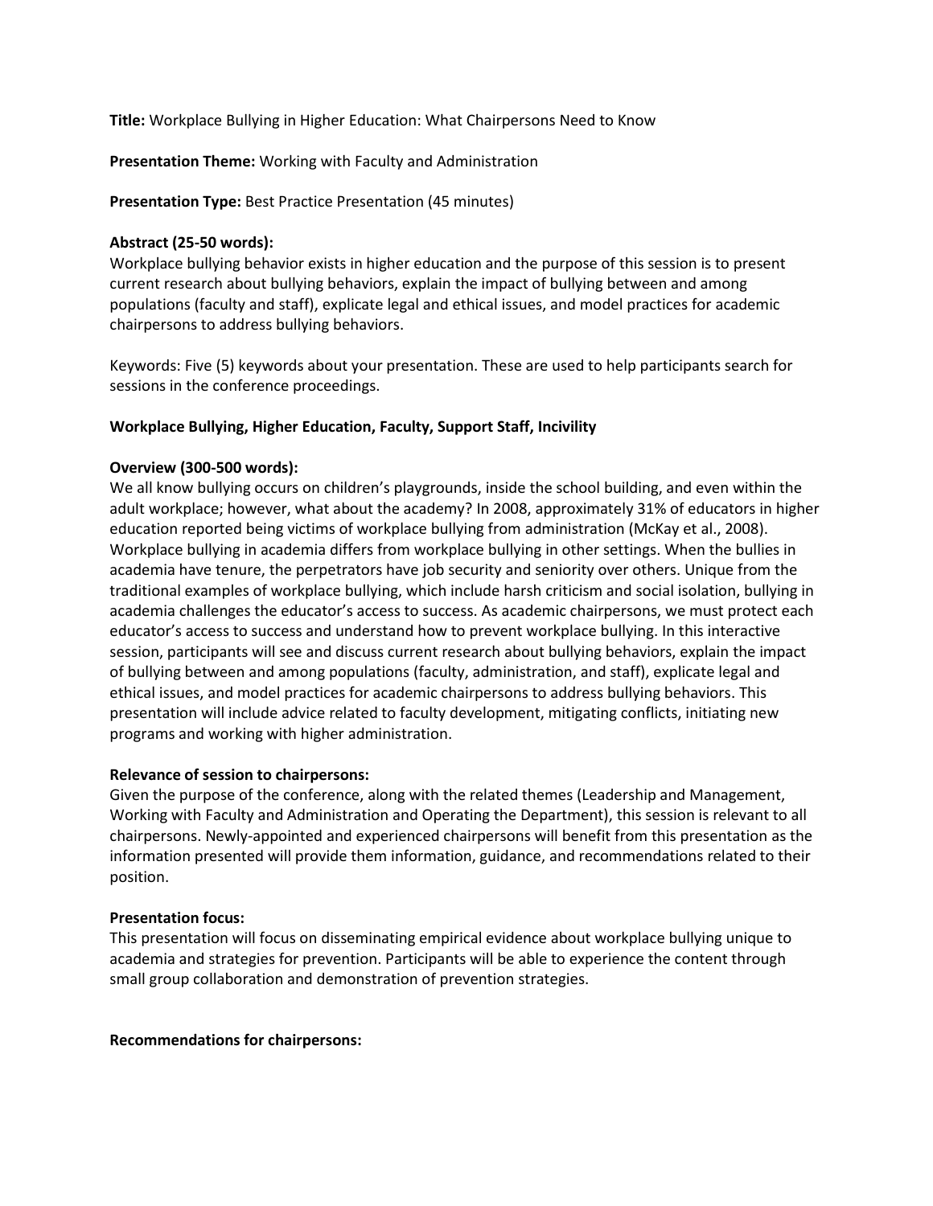**Title:** Workplace Bullying in Higher Education: What Chairpersons Need to Know

**Presentation Theme:** Working with Faculty and Administration

**Presentation Type:** Best Practice Presentation (45 minutes)

**Abstract (25-50 words):**
Workplace bullying behavior exists in higher education and the purpose of this session is to present current research about bullying behaviors, explain the impact of bullying between and among populations (faculty and staff), explicate legal and ethical issues, and model practices for academic chairpersons to address bullying behaviors.

Keywords: Five (5) keywords about your presentation. These are used to help participants search for sessions in the conference proceedings.

**Workplace Bullying, Higher Education, Faculty, Support Staff, Incivility**

**Overview (300-500 words):**
We all know bullying occurs on children's playgrounds, inside the school building, and even within the adult workplace; however, what about the academy? In 2008, approximately 31% of educators in higher education reported being victims of workplace bullying from administration (McKay et al., 2008). Workplace bullying in academia differs from workplace bullying in other settings. When the bullies in academia have tenure, the perpetrators have job security and seniority over others. Unique from the traditional examples of workplace bullying, which include harsh criticism and social isolation, bullying in academia challenges the educator's access to success. As academic chairpersons, we must protect each educator's access to success and understand how to prevent workplace bullying. In this interactive session, participants will see and discuss current research about bullying behaviors, explain the impact of bullying between and among populations (faculty, administration, and staff), explicate legal and ethical issues, and model practices for academic chairpersons to address bullying behaviors. This presentation will include advice related to faculty development, mitigating conflicts, initiating new programs and working with higher administration.

**Relevance of session to chairpersons:**
Given the purpose of the conference, along with the related themes (Leadership and Management, Working with Faculty and Administration and Operating the Department), this session is relevant to all chairpersons. Newly-appointed and experienced chairpersons will benefit from this presentation as the information presented will provide them information, guidance, and recommendations related to their position.

**Presentation focus:**
This presentation will focus on disseminating empirical evidence about workplace bullying unique to academia and strategies for prevention. Participants will be able to experience the content through small group collaboration and demonstration of prevention strategies.

**Recommendations for chairpersons:**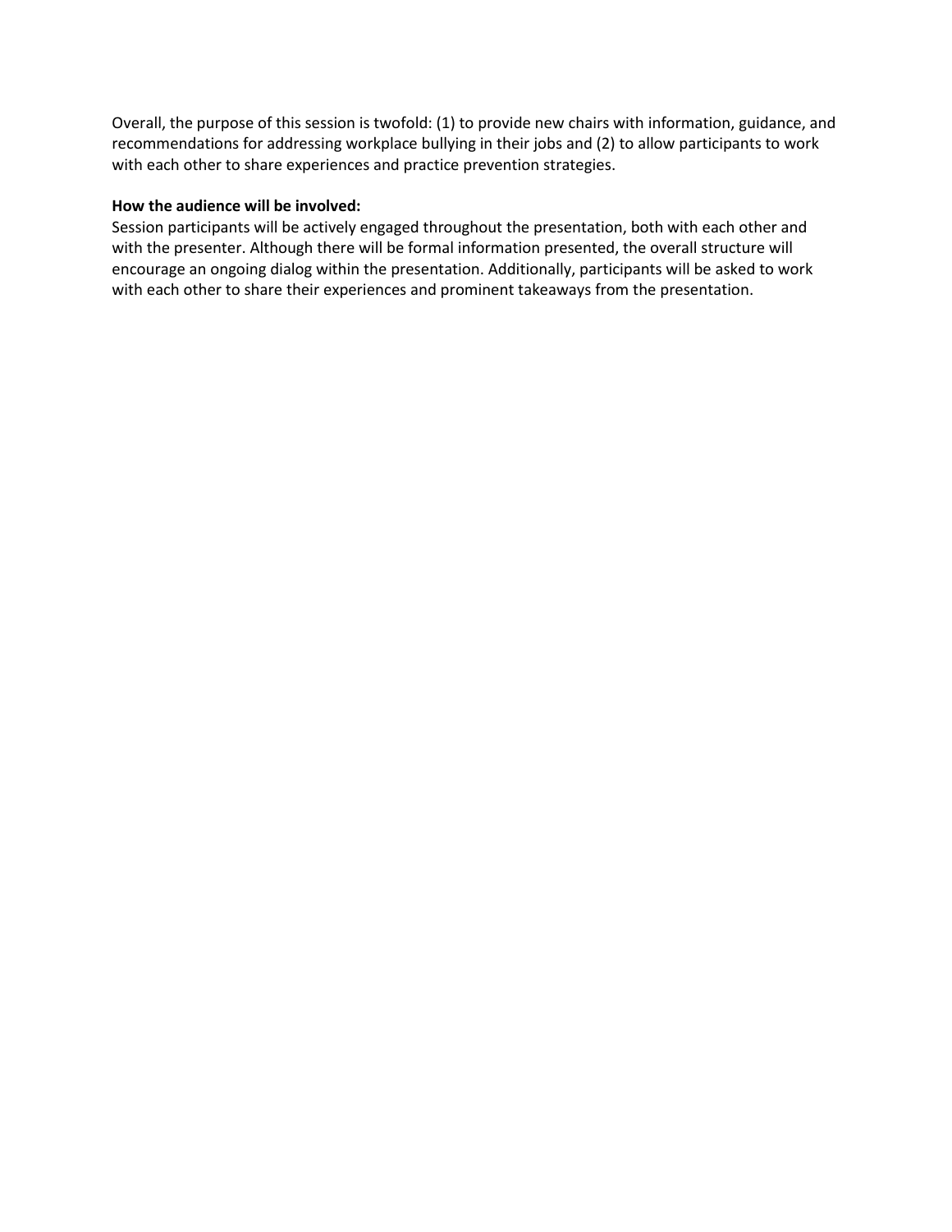Overall, the purpose of this session is twofold: (1) to provide new chairs with information, guidance, and recommendations for addressing workplace bullying in their jobs and (2) to allow participants to work with each other to share experiences and practice prevention strategies.

**How the audience will be involved:**

Session participants will be actively engaged throughout the presentation, both with each other and with the presenter. Although there will be formal information presented, the overall structure will encourage an ongoing dialog within the presentation. Additionally, participants will be asked to work with each other to share their experiences and prominent takeaways from the presentation.